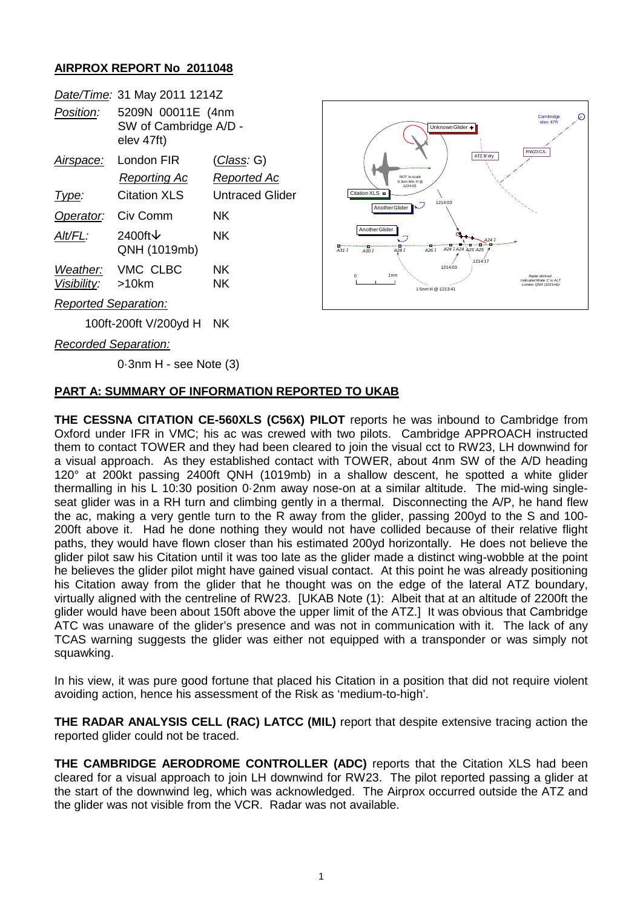## AIRPROX REPORT No 2011048

| | | |
|---|---|---|
| *Date/Time:* | 31 May 2011 1214Z | |
| *Position:* | 5209N 00011E (4nm SW of Cambridge A/D - elev 47ft) | |
| *Airspace:* | London FIR | (*Class*: G) |
| | *Reporting Ac* | *Reported Ac* |
| *Type:* | Citation XLS | Untraced Glider |
| *Operator:* | Civ Comm | NK |
| *Alt/FL:* | 2400ft↓ QNH (1019mb) | NK |
| *Weather:* | VMC CLBC | NK |
| *Visibility:* | >10km | NK |

*Reported Separation:*

100ft-200ft V/200yd H    NK

*Recorded Separation:*

0·3nm H - see Note (3)

## PART A: SUMMARY OF INFORMATION REPORTED TO UKAB

**THE CESSNA CITATION CE-560XLS (C56X) PILOT** reports he was inbound to Cambridge from Oxford under IFR in VMC; his ac was crewed with two pilots. Cambridge APPROACH instructed them to contact TOWER and they had been cleared to join the visual cct to RW23, LH downwind for a visual approach. As they established contact with TOWER, about 4nm SW of the A/D heading 120° at 200kt passing 2400ft QNH (1019mb) in a shallow descent, he spotted a white glider thermalling in his L 10:30 position 0·2nm away nose-on at a similar altitude. The mid-wing single-seat glider was in a RH turn and climbing gently in a thermal. Disconnecting the A/P, he hand flew the ac, making a very gentle turn to the R away from the glider, passing 200yd to the S and 100-200ft above it. Had he done nothing they would not have collided because of their relative flight paths, they would have flown closer than his estimated 200yd horizontally. He does not believe the glider pilot saw his Citation until it was too late as the glider made a distinct wing-wobble at the point he believes the glider pilot might have gained visual contact. At this point he was already positioning his Citation away from the glider that he thought was on the edge of the lateral ATZ boundary, virtually aligned with the centreline of RW23. [UKAB Note (1): Albeit that at an altitude of 2200ft the glider would have been about 150ft above the upper limit of the ATZ.] It was obvious that Cambridge ATC was unaware of the glider's presence and was not in communication with it. The lack of any TCAS warning suggests the glider was either not equipped with a transponder or was simply not squawking.

In his view, it was pure good fortune that placed his Citation in a position that did not require violent avoiding action, hence his assessment of the Risk as 'medium-to-high'.

**THE RADAR ANALYSIS CELL (RAC) LATCC (MIL)** report that despite extensive tracing action the reported glider could not be traced.

**THE CAMBRIDGE AERODROME CONTROLLER (ADC)** reports that the Citation XLS had been cleared for a visual approach to join LH downwind for RW23. The pilot reported passing a glider at the start of the downwind leg, which was acknowledged. The Airprox occurred outside the ATZ and the glider was not visible from the VCR. Radar was not available.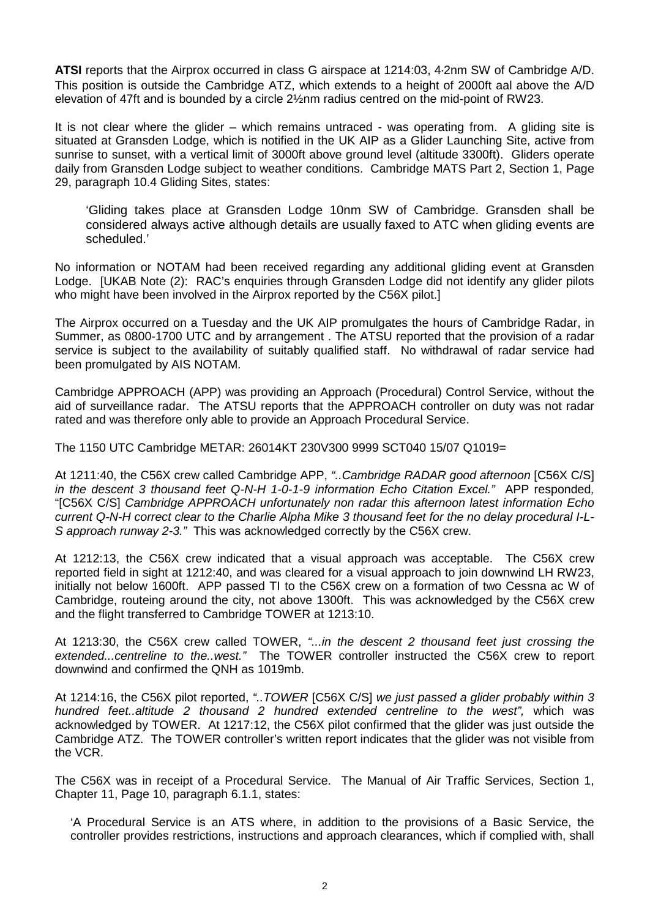**ATSI** reports that the Airprox occurred in class G airspace at 1214:03, 4·2nm SW of Cambridge A/D. This position is outside the Cambridge ATZ, which extends to a height of 2000ft aal above the A/D elevation of 47ft and is bounded by a circle 2½nm radius centred on the mid-point of RW23.

It is not clear where the glider – which remains untraced - was operating from. A gliding site is situated at Gransden Lodge, which is notified in the UK AIP as a Glider Launching Site, active from sunrise to sunset, with a vertical limit of 3000ft above ground level (altitude 3300ft). Gliders operate daily from Gransden Lodge subject to weather conditions. Cambridge MATS Part 2, Section 1, Page 29, paragraph 10.4 Gliding Sites, states:

> 'Gliding takes place at Gransden Lodge 10nm SW of Cambridge. Gransden shall be considered always active although details are usually faxed to ATC when gliding events are scheduled.'

No information or NOTAM had been received regarding any additional gliding event at Gransden Lodge. [UKAB Note (2): RAC's enquiries through Gransden Lodge did not identify any glider pilots who might have been involved in the Airprox reported by the C56X pilot.]

The Airprox occurred on a Tuesday and the UK AIP promulgates the hours of Cambridge Radar, in Summer, as 0800-1700 UTC and by arrangement . The ATSU reported that the provision of a radar service is subject to the availability of suitably qualified staff. No withdrawal of radar service had been promulgated by AIS NOTAM.

Cambridge APPROACH (APP) was providing an Approach (Procedural) Control Service, without the aid of surveillance radar. The ATSU reports that the APPROACH controller on duty was not radar rated and was therefore only able to provide an Approach Procedural Service.

The 1150 UTC Cambridge METAR: 26014KT 230V300 9999 SCT040 15/07 Q1019=

At 1211:40, the C56X crew called Cambridge APP, *"..Cambridge RADAR good afternoon* [C56X C/S] *in the descent 3 thousand feet Q-N-H 1-0-1-9 information Echo Citation Excel."* APP responded, "[C56X C/S] *Cambridge APPROACH unfortunately non radar this afternoon latest information Echo current Q-N-H correct clear to the Charlie Alpha Mike 3 thousand feet for the no delay procedural I-L-S approach runway 2-3."* This was acknowledged correctly by the C56X crew.

At 1212:13, the C56X crew indicated that a visual approach was acceptable. The C56X crew reported field in sight at 1212:40, and was cleared for a visual approach to join downwind LH RW23, initially not below 1600ft. APP passed TI to the C56X crew on a formation of two Cessna ac W of Cambridge, routeing around the city, not above 1300ft. This was acknowledged by the C56X crew and the flight transferred to Cambridge TOWER at 1213:10.

At 1213:30, the C56X crew called TOWER, *"...in the descent 2 thousand feet just crossing the extended...centreline to the..west."* The TOWER controller instructed the C56X crew to report downwind and confirmed the QNH as 1019mb.

At 1214:16, the C56X pilot reported, *"..TOWER* [C56X C/S] *we just passed a glider probably within 3 hundred feet..altitude 2 thousand 2 hundred extended centreline to the west",* which was acknowledged by TOWER. At 1217:12, the C56X pilot confirmed that the glider was just outside the Cambridge ATZ. The TOWER controller's written report indicates that the glider was not visible from the VCR.

The C56X was in receipt of a Procedural Service. The Manual of Air Traffic Services, Section 1, Chapter 11, Page 10, paragraph 6.1.1, states:

> 'A Procedural Service is an ATS where, in addition to the provisions of a Basic Service, the controller provides restrictions, instructions and approach clearances, which if complied with, shall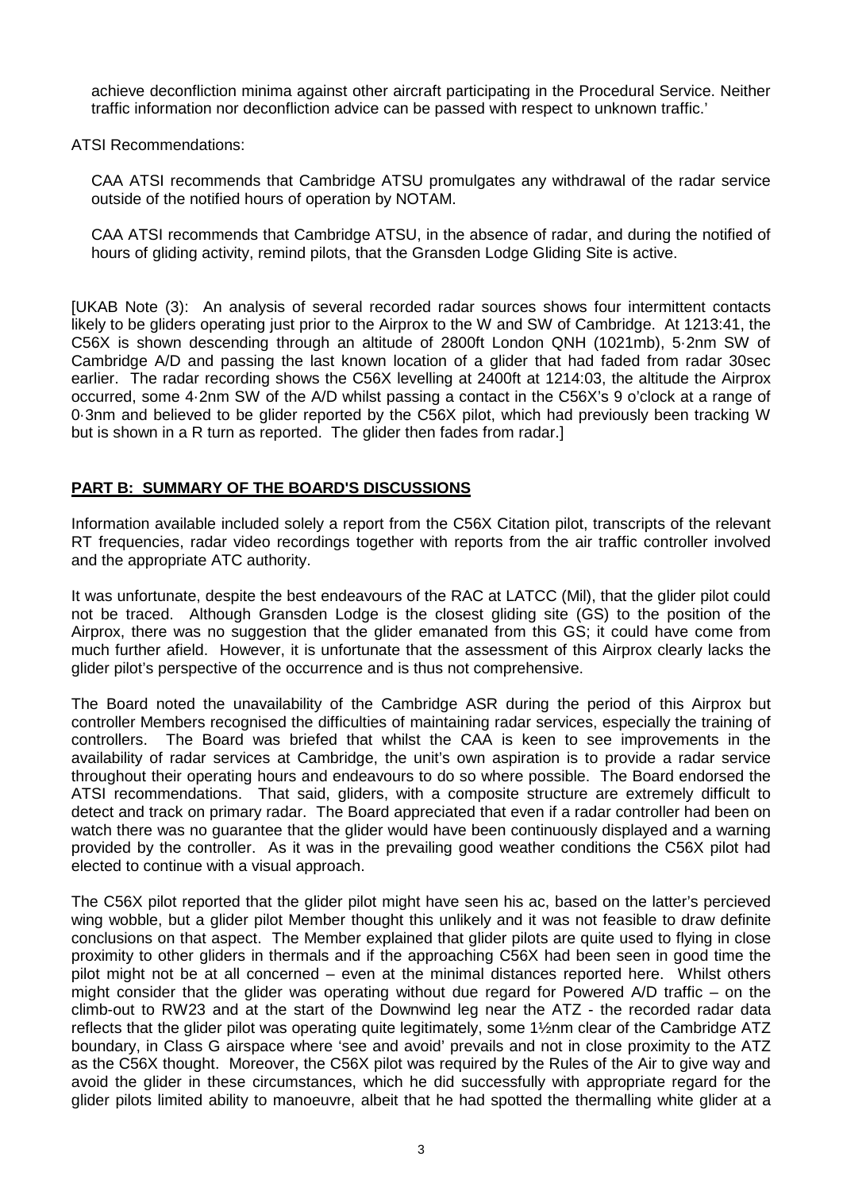achieve deconfliction minima against other aircraft participating in the Procedural Service. Neither traffic information nor deconfliction advice can be passed with respect to unknown traffic.'

ATSI Recommendations:

CAA ATSI recommends that Cambridge ATSU promulgates any withdrawal of the radar service outside of the notified hours of operation by NOTAM.

CAA ATSI recommends that Cambridge ATSU, in the absence of radar, and during the notified of hours of gliding activity, remind pilots, that the Gransden Lodge Gliding Site is active.

[UKAB Note (3): An analysis of several recorded radar sources shows four intermittent contacts likely to be gliders operating just prior to the Airprox to the W and SW of Cambridge. At 1213:41, the C56X is shown descending through an altitude of 2800ft London QNH (1021mb), 5·2nm SW of Cambridge A/D and passing the last known location of a glider that had faded from radar 30sec earlier. The radar recording shows the C56X levelling at 2400ft at 1214:03, the altitude the Airprox occurred, some 4·2nm SW of the A/D whilst passing a contact in the C56X's 9 o'clock at a range of 0·3nm and believed to be glider reported by the C56X pilot, which had previously been tracking W but is shown in a R turn as reported. The glider then fades from radar.]

## PART B: SUMMARY OF THE BOARD'S DISCUSSIONS

Information available included solely a report from the C56X Citation pilot, transcripts of the relevant RT frequencies, radar video recordings together with reports from the air traffic controller involved and the appropriate ATC authority.

It was unfortunate, despite the best endeavours of the RAC at LATCC (Mil), that the glider pilot could not be traced. Although Gransden Lodge is the closest gliding site (GS) to the position of the Airprox, there was no suggestion that the glider emanated from this GS; it could have come from much further afield. However, it is unfortunate that the assessment of this Airprox clearly lacks the glider pilot's perspective of the occurrence and is thus not comprehensive.

The Board noted the unavailability of the Cambridge ASR during the period of this Airprox but controller Members recognised the difficulties of maintaining radar services, especially the training of controllers. The Board was briefed that whilst the CAA is keen to see improvements in the availability of radar services at Cambridge, the unit's own aspiration is to provide a radar service throughout their operating hours and endeavours to do so where possible. The Board endorsed the ATSI recommendations. That said, gliders, with a composite structure are extremely difficult to detect and track on primary radar. The Board appreciated that even if a radar controller had been on watch there was no guarantee that the glider would have been continuously displayed and a warning provided by the controller. As it was in the prevailing good weather conditions the C56X pilot had elected to continue with a visual approach.

The C56X pilot reported that the glider pilot might have seen his ac, based on the latter's percieved wing wobble, but a glider pilot Member thought this unlikely and it was not feasible to draw definite conclusions on that aspect. The Member explained that glider pilots are quite used to flying in close proximity to other gliders in thermals and if the approaching C56X had been seen in good time the pilot might not be at all concerned – even at the minimal distances reported here. Whilst others might consider that the glider was operating without due regard for Powered A/D traffic – on the climb-out to RW23 and at the start of the Downwind leg near the ATZ - the recorded radar data reflects that the glider pilot was operating quite legitimately, some 1½nm clear of the Cambridge ATZ boundary, in Class G airspace where 'see and avoid' prevails and not in close proximity to the ATZ as the C56X thought. Moreover, the C56X pilot was required by the Rules of the Air to give way and avoid the glider in these circumstances, which he did successfully with appropriate regard for the glider pilots limited ability to manoeuvre, albeit that he had spotted the thermalling white glider at a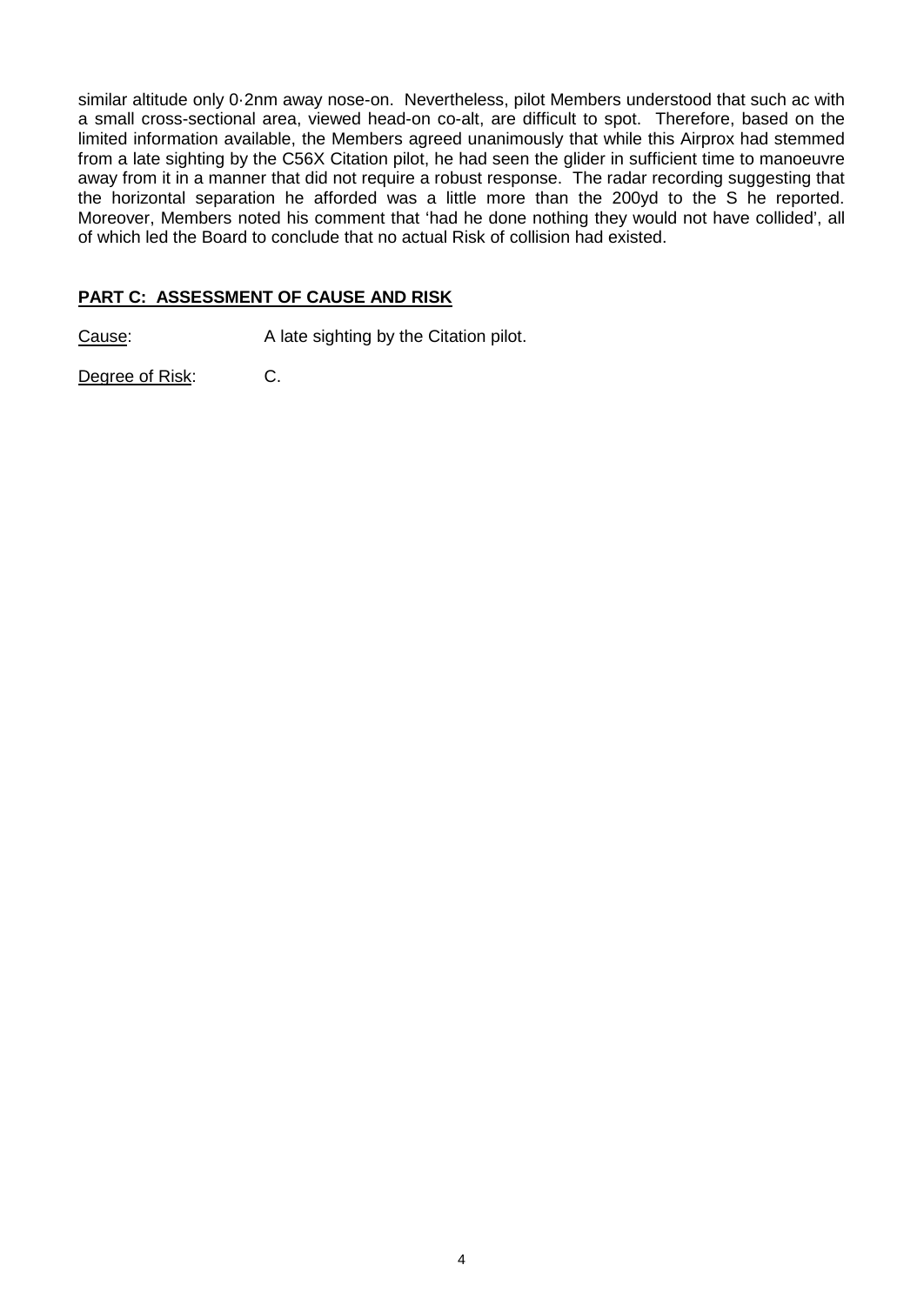similar altitude only 0·2nm away nose-on. Nevertheless, pilot Members understood that such ac with a small cross-sectional area, viewed head-on co-alt, are difficult to spot. Therefore, based on the limited information available, the Members agreed unanimously that while this Airprox had stemmed from a late sighting by the C56X Citation pilot, he had seen the glider in sufficient time to manoeuvre away from it in a manner that did not require a robust response. The radar recording suggesting that the horizontal separation he afforded was a little more than the 200yd to the S he reported. Moreover, Members noted his comment that 'had he done nothing they would not have collided', all of which led the Board to conclude that no actual Risk of collision had existed.

## PART C: ASSESSMENT OF CAUSE AND RISK

Cause: A late sighting by the Citation pilot.

Degree of Risk: C.